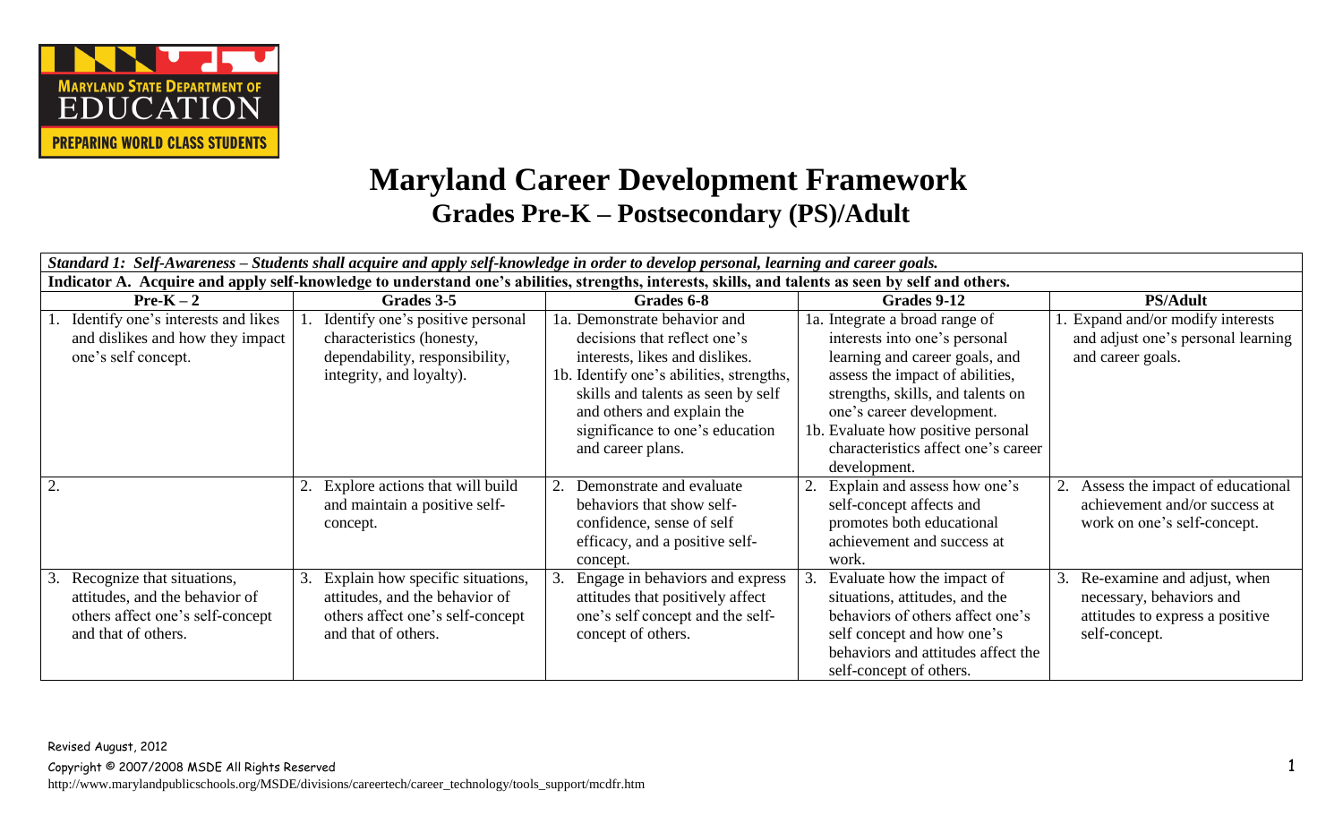# Maryland Career Development Framework

## Grades Pre-K – Postsecondary (PS)/Adult

| *Standard 1: Self-Awareness – Students shall acquire and apply self-knowledge in order to develop personal, learning and career goals.* | | | | |
|---|---|---|---|---|
| **Indicator A. Acquire and apply self-knowledge to understand one's abilities, strengths, interests, skills, and talents as seen by self and others.** | | | | |
| **Pre-K – 2** | **Grades 3-5** | **Grades 6-8** | **Grades 9-12** | **PS/Adult** |
| 1. Identify one's interests and likes and dislikes and how they impact one's self concept. | 1. Identify one's positive personal characteristics (honesty, dependability, responsibility, integrity, and loyalty). | 1a. Demonstrate behavior and decisions that reflect one's interests, likes and dislikes.<br>1b. Identify one's abilities, strengths, skills and talents as seen by self and others and explain the significance to one's education and career plans. | 1a. Integrate a broad range of interests into one's personal learning and career goals, and assess the impact of abilities, strengths, skills, and talents on one's career development.<br>1b. Evaluate how positive personal characteristics affect one's career development. | 1. Expand and/or modify interests and adjust one's personal learning and career goals. |
| 2. | 2. Explore actions that will build and maintain a positive self-concept. | 2. Demonstrate and evaluate behaviors that show self-confidence, sense of self efficacy, and a positive self-concept. | 2. Explain and assess how one's self-concept affects and promotes both educational achievement and success at work. | 2. Assess the impact of educational achievement and/or success at work on one's self-concept. |
| 3. Recognize that situations, attitudes, and the behavior of others affect one's self-concept and that of others. | 3. Explain how specific situations, attitudes, and the behavior of others affect one's self-concept and that of others. | 3. Engage in behaviors and express attitudes that positively affect one's self concept and the self-concept of others. | 3. Evaluate how the impact of situations, attitudes, and the behaviors of others affect one's self concept and how one's behaviors and attitudes affect the self-concept of others. | 3. Re-examine and adjust, when necessary, behaviors and attitudes to express a positive self-concept. |

Revised August, 2012

Copyright © 2007/2008 MSDE All Rights Reserved

http://www.marylandpublicschools.org/MSDE/divisions/careertech/career_technology/tools_support/mcdfr.htm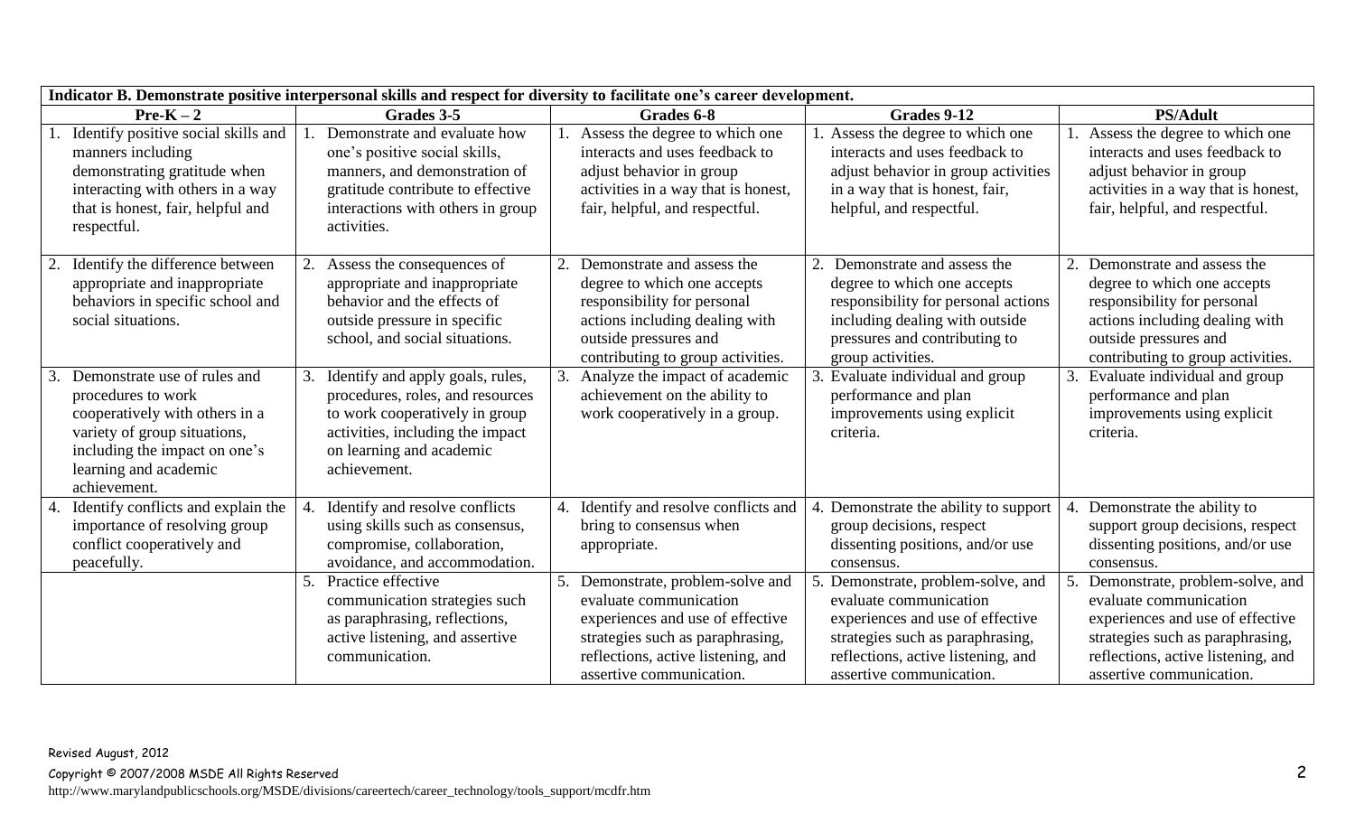| Indicator B. Demonstrate positive interpersonal skills and respect for diversity to facilitate one's career development. | | | | |
|---|---|---|---|---|
| **Pre-K – 2** | **Grades 3-5** | **Grades 6-8** | **Grades 9-12** | **PS/Adult** |
| 1. Identify positive social skills and manners including demonstrating gratitude when interacting with others in a way that is honest, fair, helpful and respectful. | 1. Demonstrate and evaluate how one's positive social skills, manners, and demonstration of gratitude contribute to effective interactions with others in group activities. | 1. Assess the degree to which one interacts and uses feedback to adjust behavior in group activities in a way that is honest, fair, helpful, and respectful. | 1. Assess the degree to which one interacts and uses feedback to adjust behavior in group activities in a way that is honest, fair, helpful, and respectful. | 1. Assess the degree to which one interacts and uses feedback to adjust behavior in group activities in a way that is honest, fair, helpful, and respectful. |
| 2. Identify the difference between appropriate and inappropriate behaviors in specific school and social situations. | 2. Assess the consequences of appropriate and inappropriate behavior and the effects of outside pressure in specific school, and social situations. | 2. Demonstrate and assess the degree to which one accepts responsibility for personal actions including dealing with outside pressures and contributing to group activities. | 2. Demonstrate and assess the degree to which one accepts responsibility for personal actions including dealing with outside pressures and contributing to group activities. | 2. Demonstrate and assess the degree to which one accepts responsibility for personal actions including dealing with outside pressures and contributing to group activities. |
| 3. Demonstrate use of rules and procedures to work cooperatively with others in a variety of group situations, including the impact on one's learning and academic achievement. | 3. Identify and apply goals, rules, procedures, roles, and resources to work cooperatively in group activities, including the impact on learning and academic achievement. | 3. Analyze the impact of academic achievement on the ability to work cooperatively in a group. | 3. Evaluate individual and group performance and plan improvements using explicit criteria. | 3. Evaluate individual and group performance and plan improvements using explicit criteria. |
| 4. Identify conflicts and explain the importance of resolving group conflict cooperatively and peacefully. | 4. Identify and resolve conflicts using skills such as consensus, compromise, collaboration, avoidance, and accommodation. | 4. Identify and resolve conflicts and bring to consensus when appropriate. | 4. Demonstrate the ability to support group decisions, respect dissenting positions, and/or use consensus. | 4. Demonstrate the ability to support group decisions, respect dissenting positions, and/or use consensus. |
| | 5. Practice effective communication strategies such as paraphrasing, reflections, active listening, and assertive communication. | 5. Demonstrate, problem-solve and evaluate communication experiences and use of effective strategies such as paraphrasing, reflections, active listening, and assertive communication. | 5. Demonstrate, problem-solve, and evaluate communication experiences and use of effective strategies such as paraphrasing, reflections, active listening, and assertive communication. | 5. Demonstrate, problem-solve, and evaluate communication experiences and use of effective strategies such as paraphrasing, reflections, active listening, and assertive communication. |

Revised August, 2012

Copyright © 2007/2008 MSDE All Rights Reserved

http://www.marylandpublicschools.org/MSDE/divisions/careertech/career_technology/tools_support/mcdfr.htm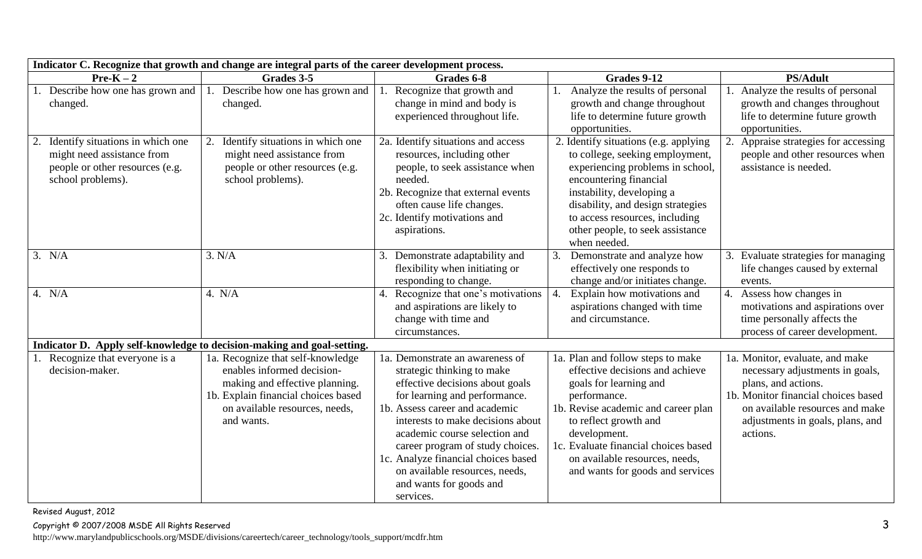| Indicator C. Recognize that growth and change are integral parts of the career development process. | | | | |
|---|---|---|---|---|
| **Pre-K – 2** | **Grades 3-5** | **Grades 6-8** | **Grades 9-12** | **PS/Adult** |
| 1. Describe how one has grown and changed. | 1. Describe how one has grown and changed. | 1. Recognize that growth and change in mind and body is experienced throughout life. | 1. Analyze the results of personal growth and change throughout life to determine future growth opportunities. | 1. Analyze the results of personal growth and changes throughout life to determine future growth opportunities. |
| 2. Identify situations in which one might need assistance from people or other resources (e.g. school problems). | 2. Identify situations in which one might need assistance from people or other resources (e.g. school problems). | 2a. Identify situations and access resources, including other people, to seek assistance when needed.<br>2b. Recognize that external events often cause life changes.<br>2c. Identify motivations and aspirations. | 2. Identify situations (e.g. applying to college, seeking employment, experiencing problems in school, encountering financial instability, developing a disability, and design strategies to access resources, including other people, to seek assistance when needed. | 2. Appraise strategies for accessing people and other resources when assistance is needed. |
| 3. N/A | 3. N/A | 3. Demonstrate adaptability and flexibility when initiating or responding to change. | 3. Demonstrate and analyze how effectively one responds to change and/or initiates change. | 3. Evaluate strategies for managing life changes caused by external events. |
| 4. N/A | 4. N/A | 4. Recognize that one's motivations and aspirations are likely to change with time and circumstances. | 4. Explain how motivations and aspirations changed with time and circumstance. | 4. Assess how changes in motivations and aspirations over time personally affects the process of career development. |
| **Indicator D. Apply self-knowledge to decision-making and goal-setting.** | | | | |
| 1. Recognize that everyone is a decision-maker. | 1a. Recognize that self-knowledge enables informed decision-making and effective planning.<br>1b. Explain financial choices based on available resources, needs, and wants. | 1a. Demonstrate an awareness of strategic thinking to make effective decisions about goals for learning and performance.<br>1b. Assess career and academic interests to make decisions about academic course selection and career program of study choices.<br>1c. Analyze financial choices based on available resources, needs, and wants for goods and services. | 1a. Plan and follow steps to make effective decisions and achieve goals for learning and performance.<br>1b. Revise academic and career plan to reflect growth and development.<br>1c. Evaluate financial choices based on available resources, needs, and wants for goods and services | 1a. Monitor, evaluate, and make necessary adjustments in goals, plans, and actions.<br>1b. Monitor financial choices based on available resources and make adjustments in goals, plans, and actions. |

Revised August, 2012

Copyright © 2007/2008 MSDE All Rights Reserved

http://www.marylandpublicschools.org/MSDE/divisions/careertech/career_technology/tools_support/mcdfr.htm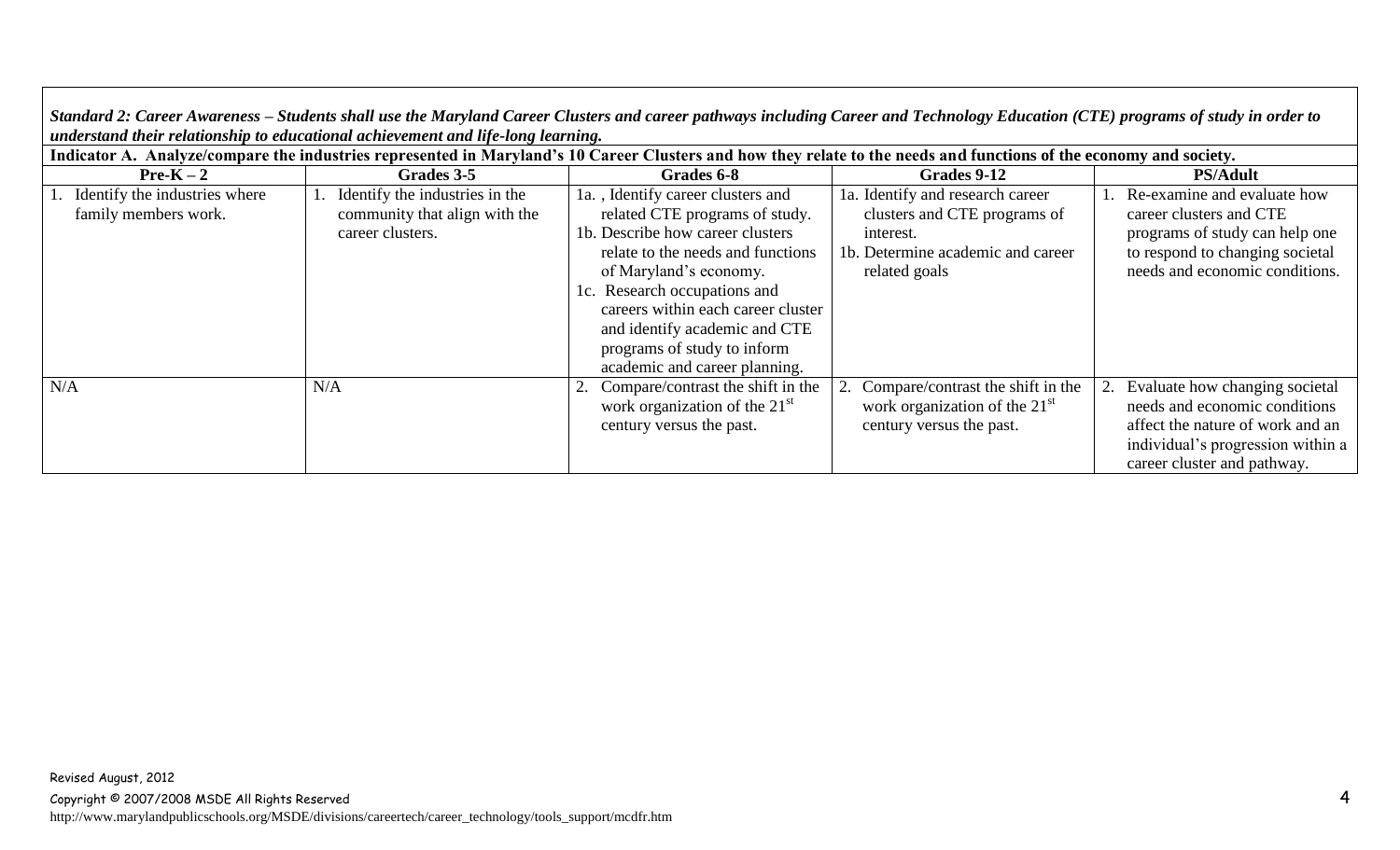***Standard 2: Career Awareness – Students shall use the Maryland Career Clusters and career pathways including Career and Technology Education (CTE) programs of study in order to understand their relationship to educational achievement and life-long learning.***

**Indicator A. Analyze/compare the industries represented in Maryland's 10 Career Clusters and how they relate to the needs and functions of the economy and society.**

| Pre-K – 2 | Grades 3-5 | Grades 6-8 | Grades 9-12 | PS/Adult |
|---|---|---|---|---|
| 1. Identify the industries where family members work. | 1. Identify the industries in the community that align with the career clusters. | 1a. , Identify career clusters and related CTE programs of study.<br>1b. Describe how career clusters relate to the needs and functions of Maryland's economy.<br>1c. Research occupations and careers within each career cluster and identify academic and CTE programs of study to inform academic and career planning. | 1a. Identify and research career clusters and CTE programs of interest.<br>1b. Determine academic and career related goals | 1. Re-examine and evaluate how career clusters and CTE programs of study can help one to respond to changing societal needs and economic conditions. |
| N/A | N/A | 2. Compare/contrast the shift in the work organization of the 21st century versus the past. | 2. Compare/contrast the shift in the work organization of the 21st century versus the past. | 2. Evaluate how changing societal needs and economic conditions affect the nature of work and an individual's progression within a career cluster and pathway. |

Revised August, 2012

Copyright © 2007/2008 MSDE All Rights Reserved

http://www.marylandpublicschools.org/MSDE/divisions/careertech/career_technology/tools_support/mcdfr.htm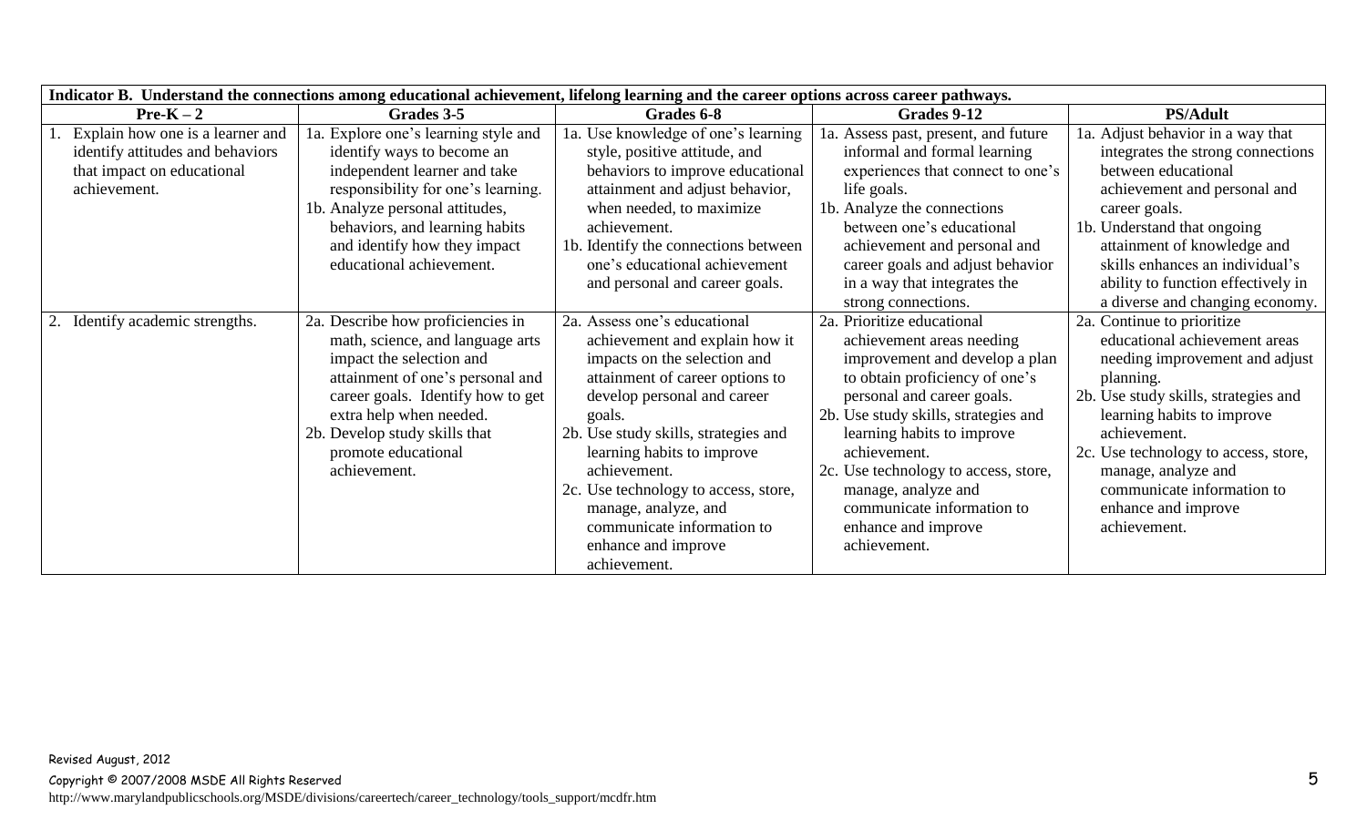| Indicator B. Understand the connections among educational achievement, lifelong learning and the career options across career pathways. | | | | |
|---|---|---|---|---|
| **Pre-K – 2** | **Grades 3-5** | **Grades 6-8** | **Grades 9-12** | **PS/Adult** |
| 1. Explain how one is a learner and identify attitudes and behaviors that impact on educational achievement. | 1a. Explore one's learning style and identify ways to become an independent learner and take responsibility for one's learning.<br>1b. Analyze personal attitudes, behaviors, and learning habits and identify how they impact educational achievement. | 1a. Use knowledge of one's learning style, positive attitude, and behaviors to improve educational attainment and adjust behavior, when needed, to maximize achievement.<br>1b. Identify the connections between one's educational achievement and personal and career goals. | 1a. Assess past, present, and future informal and formal learning experiences that connect to one's life goals.<br>1b. Analyze the connections between one's educational achievement and personal and career goals and adjust behavior in a way that integrates the strong connections. | 1a. Adjust behavior in a way that integrates the strong connections between educational achievement and personal and career goals.<br>1b. Understand that ongoing attainment of knowledge and skills enhances an individual's ability to function effectively in a diverse and changing economy. |
| 2. Identify academic strengths. | 2a. Describe how proficiencies in math, science, and language arts impact the selection and attainment of one's personal and career goals. Identify how to get extra help when needed.<br>2b. Develop study skills that promote educational achievement. | 2a. Assess one's educational achievement and explain how it impacts on the selection and attainment of career options to develop personal and career goals.<br>2b. Use study skills, strategies and learning habits to improve achievement.<br>2c. Use technology to access, store, manage, analyze, and communicate information to enhance and improve achievement. | 2a. Prioritize educational achievement areas needing improvement and develop a plan to obtain proficiency of one's personal and career goals.<br>2b. Use study skills, strategies and learning habits to improve achievement.<br>2c. Use technology to access, store, manage, analyze and communicate information to enhance and improve achievement. | 2a. Continue to prioritize educational achievement areas needing improvement and adjust planning.<br>2b. Use study skills, strategies and learning habits to improve achievement.<br>2c. Use technology to access, store, manage, analyze and communicate information to enhance and improve achievement. |

Revised August, 2012

Copyright © 2007/2008 MSDE All Rights Reserved

http://www.marylandpublicschools.org/MSDE/divisions/careertech/career_technology/tools_support/mcdfr.htm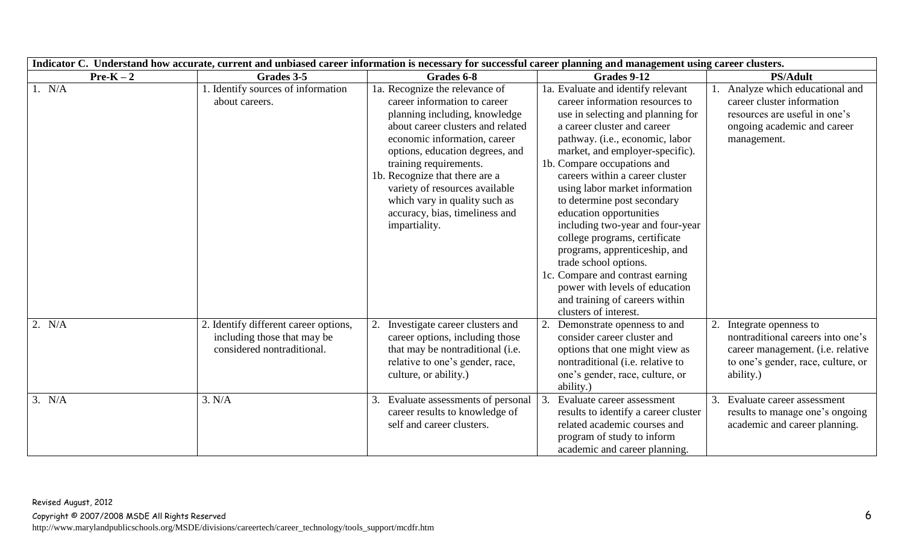| Indicator C. Understand how accurate, current and unbiased career information is necessary for successful career planning and management using career clusters. | | | | |
|---|---|---|---|---|
| **Pre-K – 2** | **Grades 3-5** | **Grades 6-8** | **Grades 9-12** | **PS/Adult** |
| 1. N/A | 1. Identify sources of information about careers. | 1a. Recognize the relevance of career information to career planning including, knowledge about career clusters and related economic information, career options, education degrees, and training requirements.<br>1b. Recognize that there are a variety of resources available which vary in quality such as accuracy, bias, timeliness and impartiality. | 1a. Evaluate and identify relevant career information resources to use in selecting and planning for a career cluster and career pathway. (i.e., economic, labor market, and employer-specific).<br>1b. Compare occupations and careers within a career cluster using labor market information to determine post secondary education opportunities including two-year and four-year college programs, certificate programs, apprenticeship, and trade school options.<br>1c. Compare and contrast earning power with levels of education and training of careers within clusters of interest. | 1. Analyze which educational and career cluster information resources are useful in one's ongoing academic and career management. |
| 2. N/A | 2. Identify different career options, including those that may be considered nontraditional. | 2. Investigate career clusters and career options, including those that may be nontraditional (i.e. relative to one's gender, race, culture, or ability.) | 2. Demonstrate openness to and consider career cluster and options that one might view as nontraditional (i.e. relative to one's gender, race, culture, or ability.) | 2. Integrate openness to nontraditional careers into one's career management. (i.e. relative to one's gender, race, culture, or ability.) |
| 3. N/A | 3. N/A | 3. Evaluate assessments of personal career results to knowledge of self and career clusters. | 3. Evaluate career assessment results to identify a career cluster related academic courses and program of study to inform academic and career planning. | 3. Evaluate career assessment results to manage one's ongoing academic and career planning. |

Revised August, 2012

Copyright © 2007/2008 MSDE All Rights Reserved

http://www.marylandpublicschools.org/MSDE/divisions/careertech/career_technology/tools_support/mcdfr.htm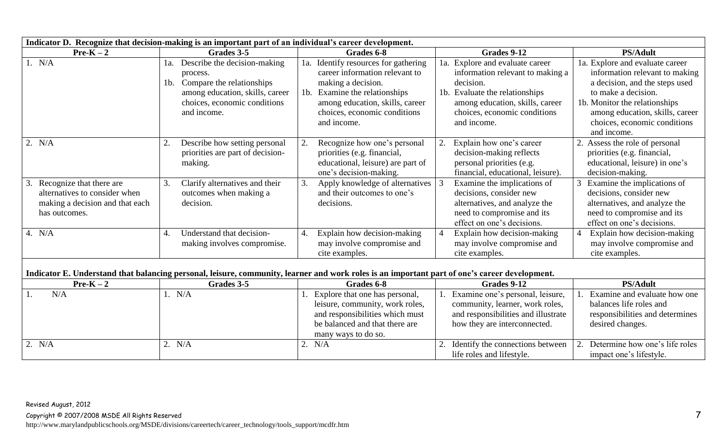**Indicator D. Recognize that decision-making is an important part of an individual's career development.**

| Pre-K – 2 | Grades 3-5 | Grades 6-8 | Grades 9-12 | PS/Adult |
|---|---|---|---|---|
| 1. N/A | 1a. Describe the decision-making process.<br>1b. Compare the relationships among education, skills, career choices, economic conditions and income. | 1a. Identify resources for gathering career information relevant to making a decision.<br>1b. Examine the relationships among education, skills, career choices, economic conditions and income. | 1a. Explore and evaluate career information relevant to making a decision.<br>1b. Evaluate the relationships among education, skills, career choices, economic conditions and income. | 1a. Explore and evaluate career information relevant to making a decision, and the steps used to make a decision.<br>1b. Monitor the relationships among education, skills, career choices, economic conditions and income. |
| 2. N/A | 2. Describe how setting personal priorities are part of decision-making. | 2. Recognize how one's personal priorities (e.g. financial, educational, leisure) are part of one's decision-making. | 2. Explain how one's career decision-making reflects personal priorities (e.g. financial, educational, leisure). | 2. Assess the role of personal priorities (e.g. financial, educational, leisure) in one's decision-making. |
| 3. Recognize that there are alternatives to consider when making a decision and that each has outcomes. | 3. Clarify alternatives and their outcomes when making a decision. | 3. Apply knowledge of alternatives and their outcomes to one's decisions. | 3 Examine the implications of decisions, consider new alternatives, and analyze the need to compromise and its effect on one's decisions. | 3 Examine the implications of decisions, consider new alternatives, and analyze the need to compromise and its effect on one's decisions. |
| 4. N/A | 4. Understand that decision-making involves compromise. | 4. Explain how decision-making may involve compromise and cite examples. | 4 Explain how decision-making may involve compromise and cite examples. | 4 Explain how decision-making may involve compromise and cite examples. |

**Indicator E. Understand that balancing personal, leisure, community, learner and work roles is an important part of one's career development.**

| Pre-K – 2 | Grades 3-5 | Grades 6-8 | Grades 9-12 | PS/Adult |
|---|---|---|---|---|
| 1. N/A | 1. N/A | 1. Explore that one has personal, leisure, community, work roles, and responsibilities which must be balanced and that there are many ways to do so. | 1. Examine one's personal, leisure, community, learner, work roles, and responsibilities and illustrate how they are interconnected. | 1. Examine and evaluate how one balances life roles and responsibilities and determines desired changes. |
| 2. N/A | 2. N/A | 2. N/A | 2. Identify the connections between life roles and lifestyle. | 2. Determine how one's life roles impact one's lifestyle. |

Revised August, 2012

Copyright © 2007/2008 MSDE All Rights Reserved

http://www.marylandpublicschools.org/MSDE/divisions/careertech/career_technology/tools_support/mcdfr.htm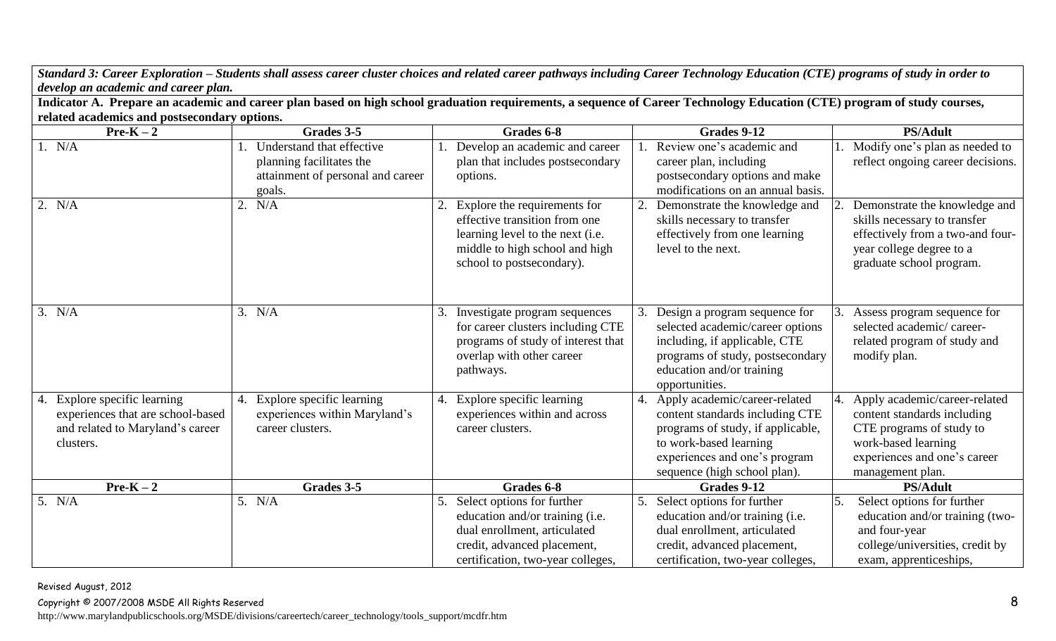***Standard 3: Career Exploration – Students shall assess career cluster choices and related career pathways including Career Technology Education (CTE) programs of study in order to develop an academic and career plan.***

**Indicator A. Prepare an academic and career plan based on high school graduation requirements, a sequence of Career Technology Education (CTE) program of study courses, related academics and postsecondary options.**

| Pre-K – 2 | Grades 3-5 | Grades 6-8 | Grades 9-12 | PS/Adult |
|---|---|---|---|---|
| 1. N/A | 1. Understand that effective planning facilitates the attainment of personal and career goals. | 1. Develop an academic and career plan that includes postsecondary options. | 1. Review one's academic and career plan, including postsecondary options and make modifications on an annual basis. | 1. Modify one's plan as needed to reflect ongoing career decisions. |
| 2. N/A | 2. N/A | 2. Explore the requirements for effective transition from one learning level to the next (i.e. middle to high school and high school to postsecondary). | 2. Demonstrate the knowledge and skills necessary to transfer effectively from one learning level to the next. | 2. Demonstrate the knowledge and skills necessary to transfer effectively from a two-and four-year college degree to a graduate school program. |
| 3. N/A | 3. N/A | 3. Investigate program sequences for career clusters including CTE programs of study of interest that overlap with other career pathways. | 3. Design a program sequence for selected academic/career options including, if applicable, CTE programs of study, postsecondary education and/or training opportunities. | 3. Assess program sequence for selected academic/ career-related program of study and modify plan. |
| 4. Explore specific learning experiences that are school-based and related to Maryland's career clusters. | 4. Explore specific learning experiences within Maryland's career clusters. | 4. Explore specific learning experiences within and across career clusters. | 4. Apply academic/career-related content standards including CTE programs of study, if applicable, to work-based learning experiences and one's program sequence (high school plan). | 4. Apply academic/career-related content standards including CTE programs of study to work-based learning experiences and one's career management plan. |
| **Pre-K – 2** | **Grades 3-5** | **Grades 6-8** | **Grades 9-12** | **PS/Adult** |
| 5. N/A | 5. N/A | 5. Select options for further education and/or training (i.e. dual enrollment, articulated credit, advanced placement, certification, two-year colleges, | 5. Select options for further education and/or training (i.e. dual enrollment, articulated credit, advanced placement, certification, two-year colleges, | 5. Select options for further education and/or training (two-and four-year college/universities, credit by exam, apprenticeships, |

Revised August, 2012

Copyright © 2007/2008 MSDE All Rights Reserved

http://www.marylandpublicschools.org/MSDE/divisions/careertech/career_technology/tools_support/mcdfr.htm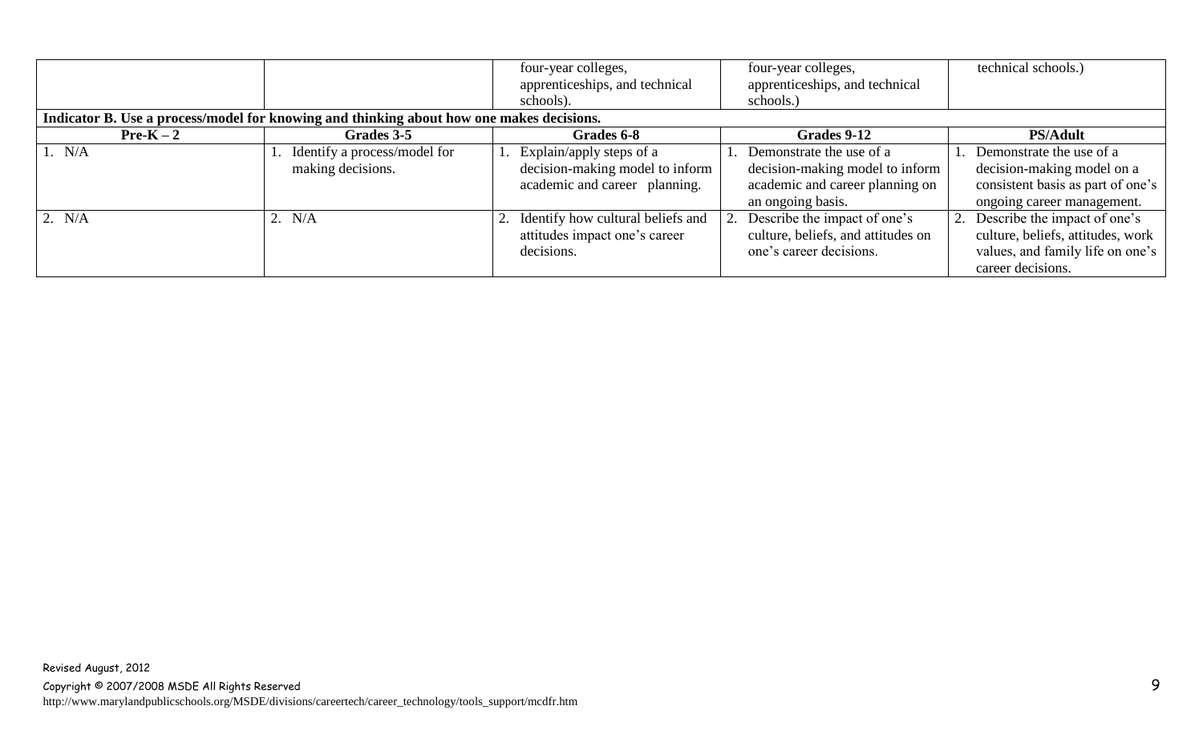|  |  | four-year colleges, apprenticeships, and technical schools). | four-year colleges, apprenticeships, and technical schools.) | technical schools.) |
|---|---|---|---|---|
| **Indicator B. Use a process/model for knowing and thinking about how one makes decisions.** | | | | |
| **Pre-K – 2** | **Grades 3-5** | **Grades 6-8** | **Grades 9-12** | **PS/Adult** |
| 1. N/A | 1. Identify a process/model for making decisions. | 1. Explain/apply steps of a decision-making model to inform academic and career planning. | 1. Demonstrate the use of a decision-making model to inform academic and career planning on an ongoing basis. | 1. Demonstrate the use of a decision-making model on a consistent basis as part of one's ongoing career management. |
| 2. N/A | 2. N/A | 2. Identify how cultural beliefs and attitudes impact one's career decisions. | 2. Describe the impact of one's culture, beliefs, and attitudes on one's career decisions. | 2. Describe the impact of one's culture, beliefs, attitudes, work values, and family life on one's career decisions. |

Revised August, 2012

Copyright © 2007/2008 MSDE All Rights Reserved

http://www.marylandpublicschools.org/MSDE/divisions/careertech/career_technology/tools_support/mcdfr.htm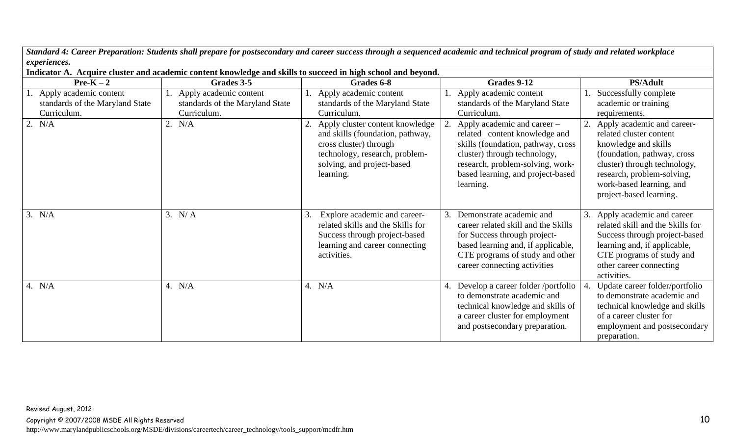| ***Standard 4: Career Preparation: Students shall prepare for postsecondary and career success through a sequenced academic and technical program of study and related workplace experiences.*** | | | | |
|---|---|---|---|---|
| **Indicator A. Acquire cluster and academic content knowledge and skills to succeed in high school and beyond.** | | | | |
| **Pre-K – 2** | **Grades 3-5** | **Grades 6-8** | **Grades 9-12** | **PS/Adult** |
| 1. Apply academic content standards of the Maryland State Curriculum. | 1. Apply academic content standards of the Maryland State Curriculum. | 1. Apply academic content standards of the Maryland State Curriculum. | 1. Apply academic content standards of the Maryland State Curriculum. | 1. Successfully complete academic or training requirements. |
| 2. N/A | 2. N/A | 2. Apply cluster content knowledge and skills (foundation, pathway, cross cluster) through technology, research, problem-solving, and project-based learning. | 2. Apply academic and career – related content knowledge and skills (foundation, pathway, cross cluster) through technology, research, problem-solving, work-based learning, and project-based learning. | 2. Apply academic and career-related cluster content knowledge and skills (foundation, pathway, cross cluster) through technology, research, problem-solving, work-based learning, and project-based learning. |
| 3. N/A | 3. N/ A | 3. Explore academic and career-related skills and the Skills for Success through project-based learning and career connecting activities. | 3. Demonstrate academic and career related skill and the Skills for Success through project-based learning and, if applicable, CTE programs of study and other career connecting activities | 3. Apply academic and career related skill and the Skills for Success through project-based learning and, if applicable, CTE programs of study and other career connecting activities. |
| 4. N/A | 4. N/A | 4. N/A | 4. Develop a career folder /portfolio to demonstrate academic and technical knowledge and skills of a career cluster for employment and postsecondary preparation. | 4. Update career folder/portfolio to demonstrate academic and technical knowledge and skills of a career cluster for employment and postsecondary preparation. |

Revised August, 2012

Copyright © 2007/2008 MSDE All Rights Reserved

http://www.marylandpublicschools.org/MSDE/divisions/careertech/career_technology/tools_support/mcdfr.htm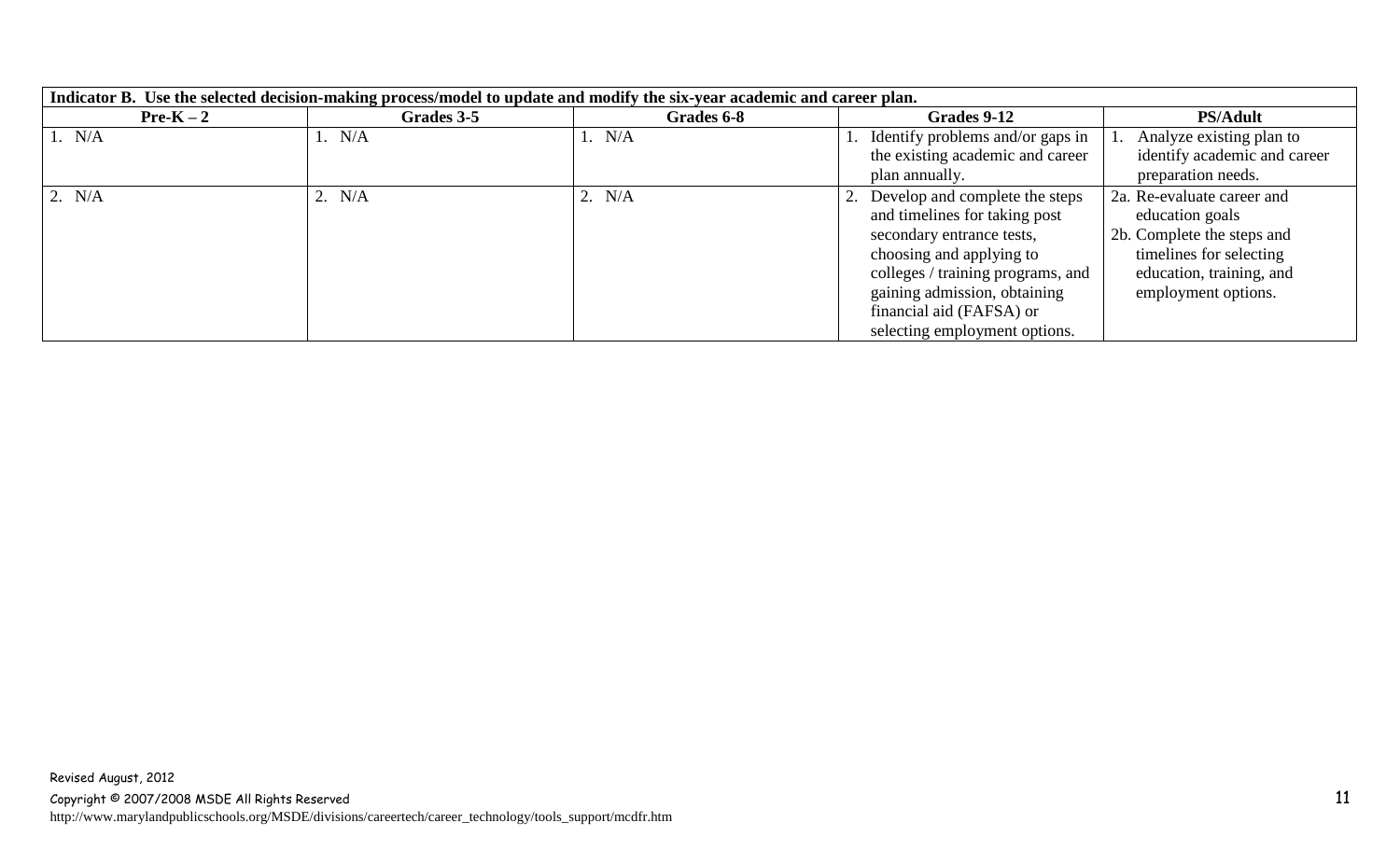| Indicator B. Use the selected decision-making process/model to update and modify the six-year academic and career plan. | | | | |
|---|---|---|---|---|
| **Pre-K – 2** | **Grades 3-5** | **Grades 6-8** | **Grades 9-12** | **PS/Adult** |
| 1. N/A | 1. N/A | 1. N/A | 1. Identify problems and/or gaps in the existing academic and career plan annually. | 1. Analyze existing plan to identify academic and career preparation needs. |
| 2. N/A | 2. N/A | 2. N/A | 2. Develop and complete the steps and timelines for taking post secondary entrance tests, choosing and applying to colleges / training programs, and gaining admission, obtaining financial aid (FAFSA) or selecting employment options. | 2a. Re-evaluate career and education goals<br>2b. Complete the steps and timelines for selecting education, training, and employment options. |

Revised August, 2012

Copyright © 2007/2008 MSDE All Rights Reserved

http://www.marylandpublicschools.org/MSDE/divisions/careertech/career_technology/tools_support/mcdfr.htm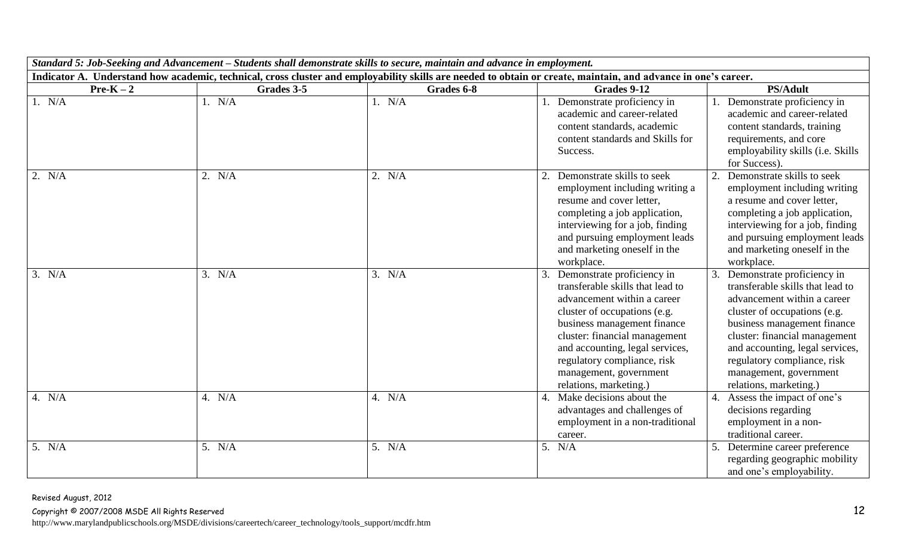| *Standard 5: Job-Seeking and Advancement – Students shall demonstrate skills to secure, maintain and advance in employment.* | | | | |
|---|---|---|---|---|
| **Indicator A. Understand how academic, technical, cross cluster and employability skills are needed to obtain or create, maintain, and advance in one's career.** | | | | |
| **Pre-K – 2** | **Grades 3-5** | **Grades 6-8** | **Grades 9-12** | **PS/Adult** |
| 1. N/A | 1. N/A | 1. N/A | 1. Demonstrate proficiency in academic and career-related content standards, academic content standards and Skills for Success. | 1. Demonstrate proficiency in academic and career-related content standards, training requirements, and core employability skills (i.e. Skills for Success). |
| 2. N/A | 2. N/A | 2. N/A | 2. Demonstrate skills to seek employment including writing a resume and cover letter, completing a job application, interviewing for a job, finding and pursuing employment leads and marketing oneself in the workplace. | 2. Demonstrate skills to seek employment including writing a resume and cover letter, completing a job application, interviewing for a job, finding and pursuing employment leads and marketing oneself in the workplace. |
| 3. N/A | 3. N/A | 3. N/A | 3. Demonstrate proficiency in transferable skills that lead to advancement within a career cluster of occupations (e.g. business management finance cluster: financial management and accounting, legal services, regulatory compliance, risk management, government relations, marketing.) | 3. Demonstrate proficiency in transferable skills that lead to advancement within a career cluster of occupations (e.g. business management finance cluster: financial management and accounting, legal services, regulatory compliance, risk management, government relations, marketing.) |
| 4. N/A | 4. N/A | 4. N/A | 4. Make decisions about the advantages and challenges of employment in a non-traditional career. | 4. Assess the impact of one's decisions regarding employment in a non-traditional career. |
| 5. N/A | 5. N/A | 5. N/A | 5. N/A | 5. Determine career preference regarding geographic mobility and one's employability. |

Revised August, 2012

Copyright © 2007/2008 MSDE All Rights Reserved

http://www.marylandpublicschools.org/MSDE/divisions/careertech/career_technology/tools_support/mcdfr.htm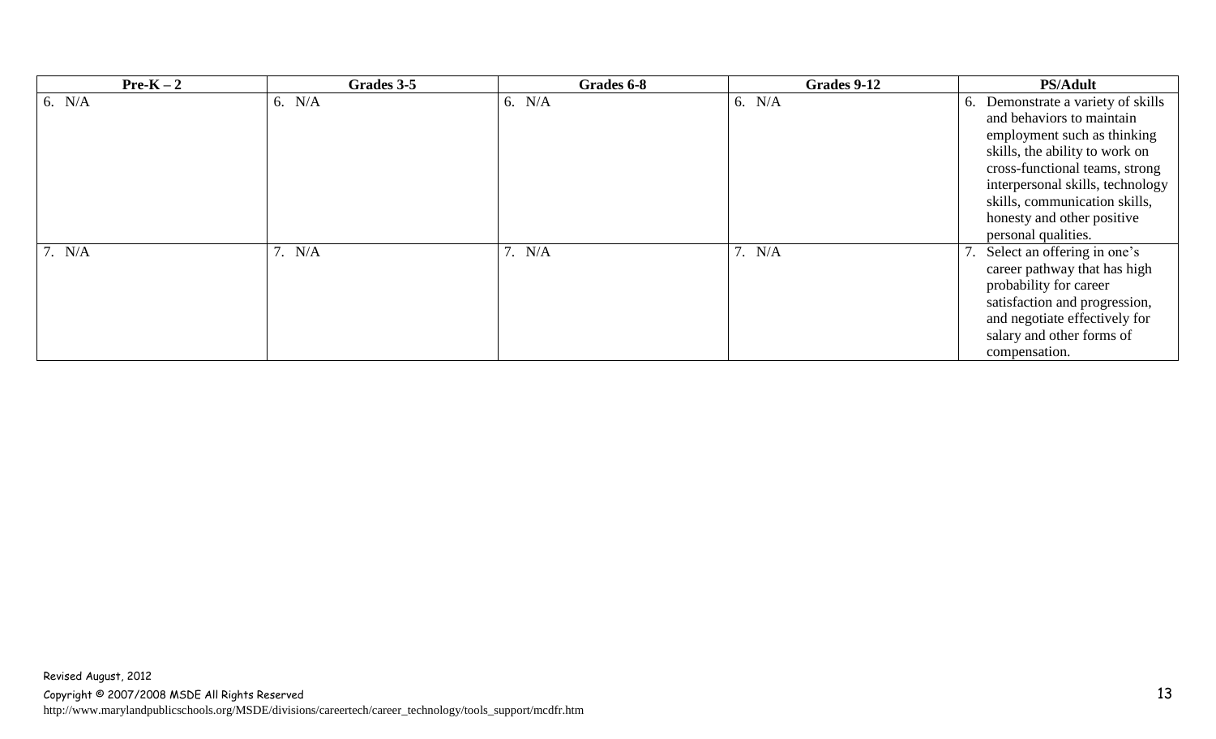| Pre-K – 2 | Grades 3-5 | Grades 6-8 | Grades 9-12 | PS/Adult |
|---|---|---|---|---|
| 6. N/A | 6. N/A | 6. N/A | 6. N/A | 6. Demonstrate a variety of skills and behaviors to maintain employment such as thinking skills, the ability to work on cross-functional teams, strong interpersonal skills, technology skills, communication skills, honesty and other positive personal qualities. |
| 7. N/A | 7. N/A | 7. N/A | 7. N/A | 7. Select an offering in one's career pathway that has high probability for career satisfaction and progression, and negotiate effectively for salary and other forms of compensation. |

Revised August, 2012

Copyright © 2007/2008 MSDE All Rights Reserved

http://www.marylandpublicschools.org/MSDE/divisions/careertech/career_technology/tools_support/mcdfr.htm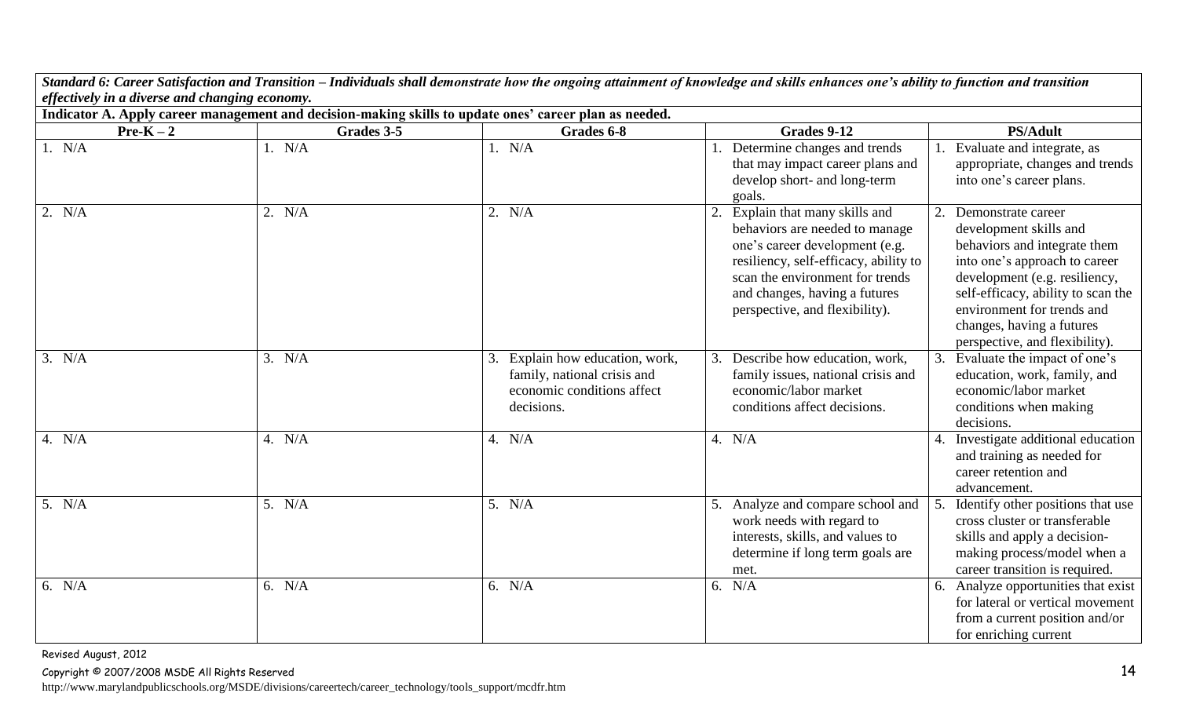***Standard 6: Career Satisfaction and Transition – Individuals shall demonstrate how the ongoing attainment of knowledge and skills enhances one's ability to function and transition effectively in a diverse and changing economy.***

**Indicator A. Apply career management and decision-making skills to update ones' career plan as needed.**

| Pre-K – 2 | Grades 3-5 | Grades 6-8 | Grades 9-12 | PS/Adult |
|---|---|---|---|---|
| 1. N/A | 1. N/A | 1. N/A | 1. Determine changes and trends that may impact career plans and develop short- and long-term goals. | 1. Evaluate and integrate, as appropriate, changes and trends into one's career plans. |
| 2. N/A | 2. N/A | 2. N/A | 2. Explain that many skills and behaviors are needed to manage one's career development (e.g. resiliency, self-efficacy, ability to scan the environment for trends and changes, having a futures perspective, and flexibility). | 2. Demonstrate career development skills and behaviors and integrate them into one's approach to career development (e.g. resiliency, self-efficacy, ability to scan the environment for trends and changes, having a futures perspective, and flexibility). |
| 3. N/A | 3. N/A | 3. Explain how education, work, family, national crisis and economic conditions affect decisions. | 3. Describe how education, work, family issues, national crisis and economic/labor market conditions affect decisions. | 3. Evaluate the impact of one's education, work, family, and economic/labor market conditions when making decisions. |
| 4. N/A | 4. N/A | 4. N/A | 4. N/A | 4. Investigate additional education and training as needed for career retention and advancement. |
| 5. N/A | 5. N/A | 5. N/A | 5. Analyze and compare school and work needs with regard to interests, skills, and values to determine if long term goals are met. | 5. Identify other positions that use cross cluster or transferable skills and apply a decision-making process/model when a career transition is required. |
| 6. N/A | 6. N/A | 6. N/A | 6. N/A | 6. Analyze opportunities that exist for lateral or vertical movement from a current position and/or for enriching current |

Revised August, 2012

Copyright © 2007/2008 MSDE All Rights Reserved

http://www.marylandpublicschools.org/MSDE/divisions/careertech/career_technology/tools_support/mcdfr.htm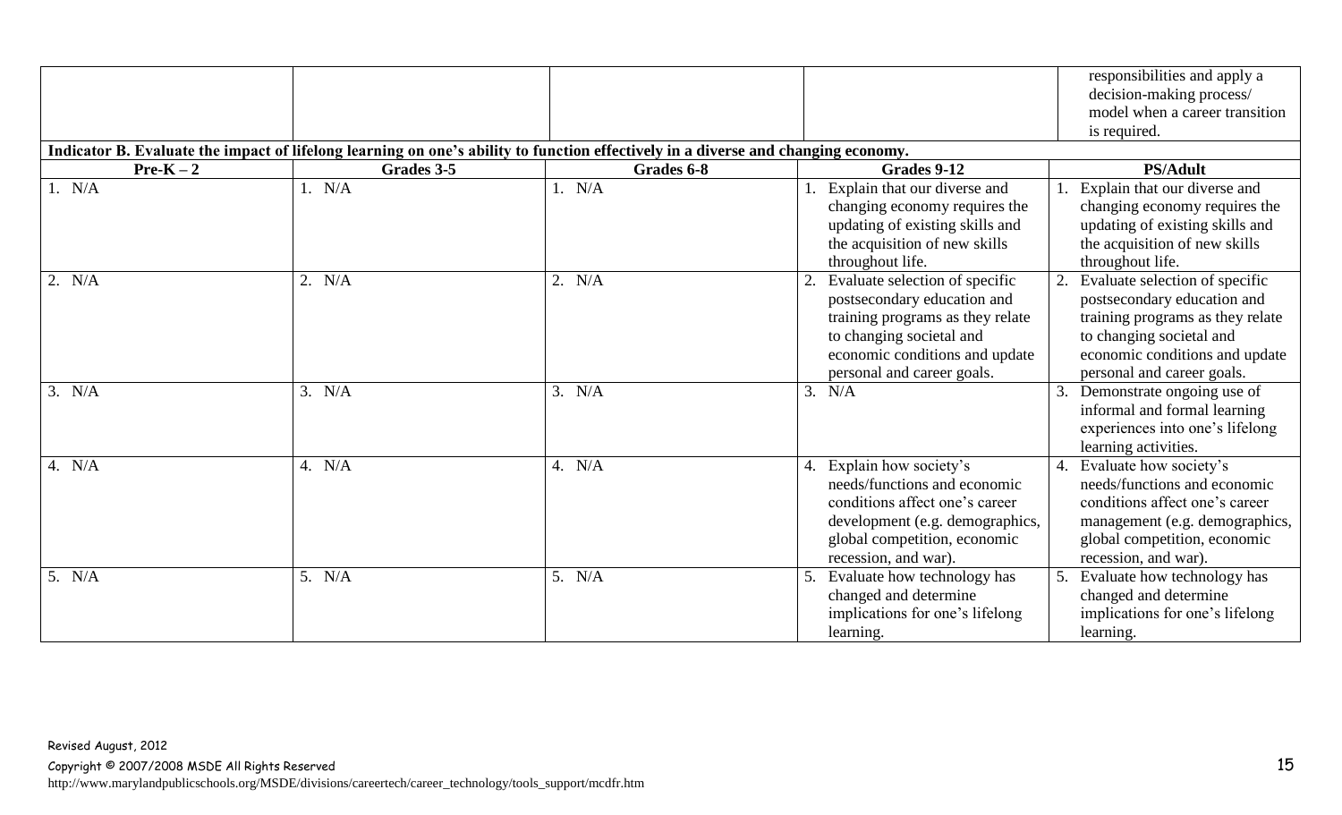| | | | | |
|---|---|---|---|---|
| | | | | responsibilities and apply a decision-making process/ model when a career transition is required. |

**Indicator B. Evaluate the impact of lifelong learning on one's ability to function effectively in a diverse and changing economy.**

| Pre-K – 2 | Grades 3-5 | Grades 6-8 | Grades 9-12 | PS/Adult |
|---|---|---|---|---|
| 1. N/A | 1. N/A | 1. N/A | 1. Explain that our diverse and changing economy requires the updating of existing skills and the acquisition of new skills throughout life. | 1. Explain that our diverse and changing economy requires the updating of existing skills and the acquisition of new skills throughout life. |
| 2. N/A | 2. N/A | 2. N/A | 2. Evaluate selection of specific postsecondary education and training programs as they relate to changing societal and economic conditions and update personal and career goals. | 2. Evaluate selection of specific postsecondary education and training programs as they relate to changing societal and economic conditions and update personal and career goals. |
| 3. N/A | 3. N/A | 3. N/A | 3. N/A | 3. Demonstrate ongoing use of informal and formal learning experiences into one's lifelong learning activities. |
| 4. N/A | 4. N/A | 4. N/A | 4. Explain how society's needs/functions and economic conditions affect one's career development (e.g. demographics, global competition, economic recession, and war). | 4. Evaluate how society's needs/functions and economic conditions affect one's career management (e.g. demographics, global competition, economic recession, and war). |
| 5. N/A | 5. N/A | 5. N/A | 5. Evaluate how technology has changed and determine implications for one's lifelong learning. | 5. Evaluate how technology has changed and determine implications for one's lifelong learning. |

Revised August, 2012

Copyright © 2007/2008 MSDE All Rights Reserved

http://www.marylandpublicschools.org/MSDE/divisions/careertech/career_technology/tools_support/mcdfr.htm